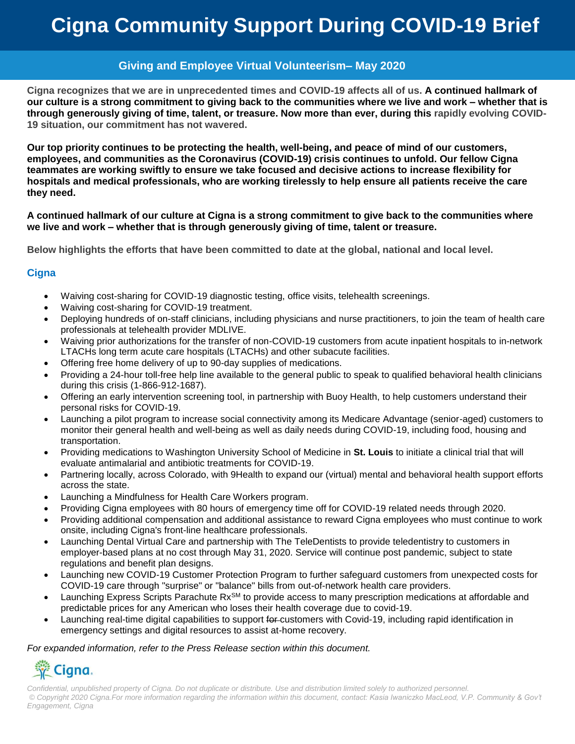# Cigna Community Support During COVID-19 Brief

## Giving and Employee Virtual Volunteerism– May 2020

**Cigna recognizes that we are in unprecedented times and COVID-19 affects all of us. A continued hallmark of our culture is a strong commitment to giving back to the communities where we live and work – whether that is through generously giving of time, talent, or treasure. Now more than ever, during this rapidly evolving COVID-19 situation, our commitment has not wavered.**

**Our top priority continues to be protecting the health, well-being, and peace of mind of our customers, employees, and communities as the Coronavirus (COVID-19) crisis continues to unfold. Our fellow Cigna teammates are working swiftly to ensure we take focused and decisive actions to increase flexibility for hospitals and medical professionals, who are working tirelessly to help ensure all patients receive the care they need.**

**A continued hallmark of our culture at Cigna is a strong commitment to give back to the communities where we live and work – whether that is through generously giving of time, talent or treasure.**

**Below highlights the efforts that have been committed to date at the global, national and local level.**

### Cigna

- Waiving cost-sharing for COVID-19 diagnostic testing, office visits, telehealth screenings.
- Waiving cost-sharing for COVID-19 treatment.
- Deploying hundreds of on-staff clinicians, including physicians and nurse practitioners, to join the team of health care professionals at telehealth provider MDLIVE.
- Waiving prior authorizations for the transfer of non-COVID-19 customers from acute inpatient hospitals to in-network LTACHs long term acute care hospitals (LTACHs) and other subacute facilities.
- Offering free home delivery of up to 90-day supplies of medications.
- Providing a 24-hour toll-free help line available to the general public to speak to qualified behavioral health clinicians during this crisis (1-866-912-1687).
- Offering an early intervention screening tool, in partnership with Buoy Health, to help customers understand their personal risks for COVID-19.
- Launching a pilot program to increase social connectivity among its Medicare Advantage (senior-aged) customers to monitor their general health and well-being as well as daily needs during COVID-19, including food, housing and transportation.
- Providing medications to Washington University School of Medicine in **St. Louis** to initiate a clinical trial that will evaluate antimalarial and antibiotic treatments for COVID-19.
- Partnering locally, across Colorado, with 9Health to expand our (virtual) mental and behavioral health support efforts across the state.
- Launching a Mindfulness for Health Care Workers program.
- Providing Cigna employees with 80 hours of emergency time off for COVID-19 related needs through 2020.
- Providing additional compensation and additional assistance to reward Cigna employees who must continue to work onsite, including Cigna's front-line healthcare professionals.
- Launching Dental Virtual Care and partnership with The TeleDentists to provide teledentistry to customers in employer-based plans at no cost through May 31, 2020. Service will continue post pandemic, subject to state regulations and benefit plan designs.
- Launching new COVID-19 Customer Protection Program to further safeguard customers from unexpected costs for COVID-19 care through "surprise" or "balance" bills from out-of-network health care providers.
- Launching Express Scripts Parachute Rx[SM] to provide access to many prescription medications at affordable and predictable prices for any American who loses their health coverage due to covid-19.
- Launching real-time digital capabilities to support ~~for~~ customers with Covid-19, including rapid identification in emergency settings and digital resources to assist at-home recovery.

*For expanded information, refer to the Press Release section within this document.*

Cigna.

*Confidential, unpublished property of Cigna. Do not duplicate or distribute. Use and distribution limited solely to authorized personnel.*
*© Copyright 2020 Cigna.For more information regarding the information within this document, contact: Kasia Iwaniczko MacLeod, V.P. Community & Gov't Engagement, Cigna*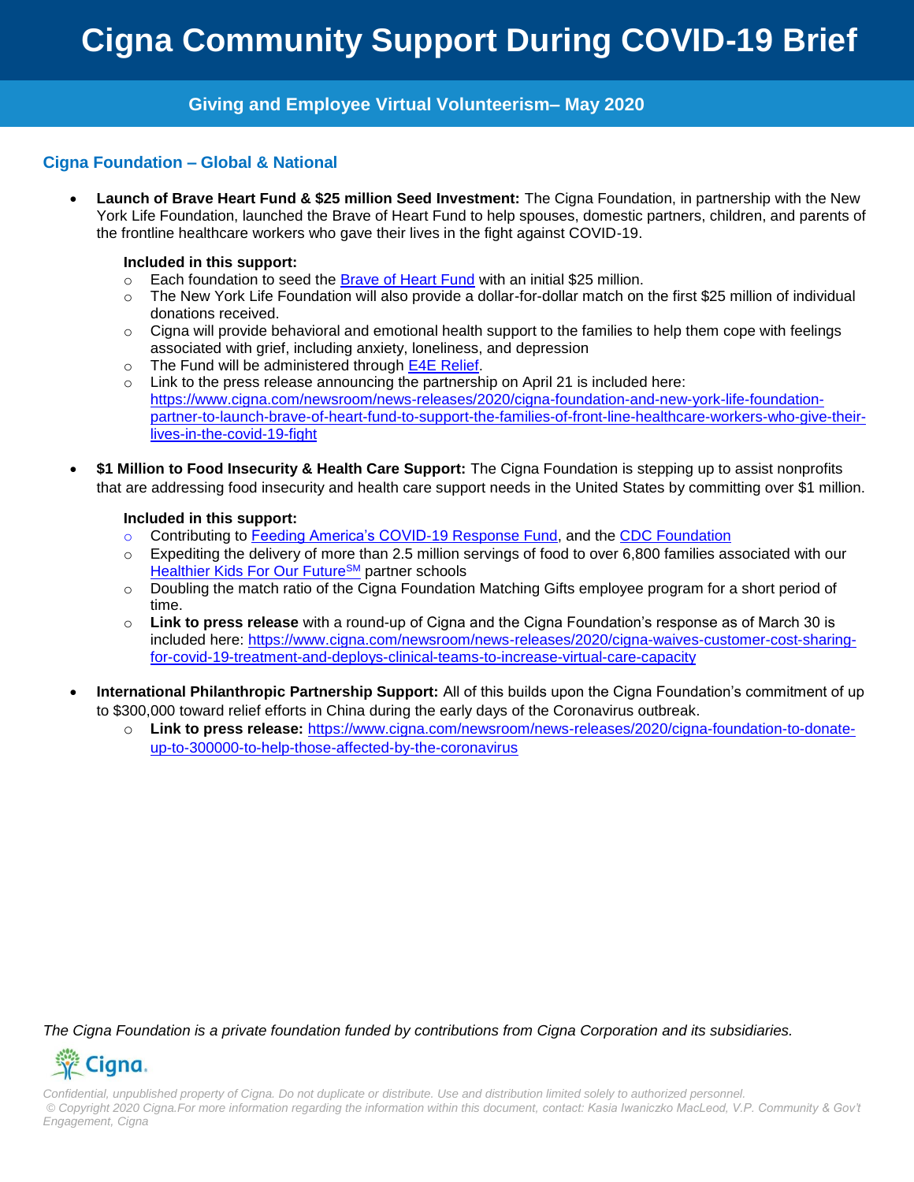# Cigna Community Support During COVID-19 Brief

## Giving and Employee Virtual Volunteerism– May 2020

### Cigna Foundation – Global & National

- **Launch of Brave Heart Fund & $25 million Seed Investment:** The Cigna Foundation, in partnership with the New York Life Foundation, launched the Brave of Heart Fund to help spouses, domestic partners, children, and parents of the frontline healthcare workers who gave their lives in the fight against COVID-19.

  **Included in this support:**
  - Each foundation to seed the Brave of Heart Fund with an initial $25 million.
  - The New York Life Foundation will also provide a dollar-for-dollar match on the first $25 million of individual donations received.
  - Cigna will provide behavioral and emotional health support to the families to help them cope with feelings associated with grief, including anxiety, loneliness, and depression
  - The Fund will be administered through E4E Relief.
  - Link to the press release announcing the partnership on April 21 is included here: https://www.cigna.com/newsroom/news-releases/2020/cigna-foundation-and-new-york-life-foundation-partner-to-launch-brave-of-heart-fund-to-support-the-families-of-front-line-healthcare-workers-who-give-their-lives-in-the-covid-19-fight

- **$1 Million to Food Insecurity & Health Care Support:** The Cigna Foundation is stepping up to assist nonprofits that are addressing food insecurity and health care support needs in the United States by committing over $1 million.

  **Included in this support:**
  - Contributing to Feeding America's COVID-19 Response Fund, and the CDC Foundation
  - Expediting the delivery of more than 2.5 million servings of food to over 6,800 families associated with our Healthier Kids For Our Future[SM] partner schools
  - Doubling the match ratio of the Cigna Foundation Matching Gifts employee program for a short period of time.
  - **Link to press release** with a round-up of Cigna and the Cigna Foundation's response as of March 30 is included here: https://www.cigna.com/newsroom/news-releases/2020/cigna-waives-customer-cost-sharing-for-covid-19-treatment-and-deploys-clinical-teams-to-increase-virtual-care-capacity

- **International Philanthropic Partnership Support:** All of this builds upon the Cigna Foundation's commitment of up to $300,000 toward relief efforts in China during the early days of the Coronavirus outbreak.
  - **Link to press release:** https://www.cigna.com/newsroom/news-releases/2020/cigna-foundation-to-donate-up-to-300000-to-help-those-affected-by-the-coronavirus

*The Cigna Foundation is a private foundation funded by contributions from Cigna Corporation and its subsidiaries.*

*Confidential, unpublished property of Cigna. Do not duplicate or distribute. Use and distribution limited solely to authorized personnel.*
*© Copyright 2020 Cigna.For more information regarding the information within this document, contact: Kasia Iwaniczko MacLeod, V.P. Community & Gov't Engagement, Cigna*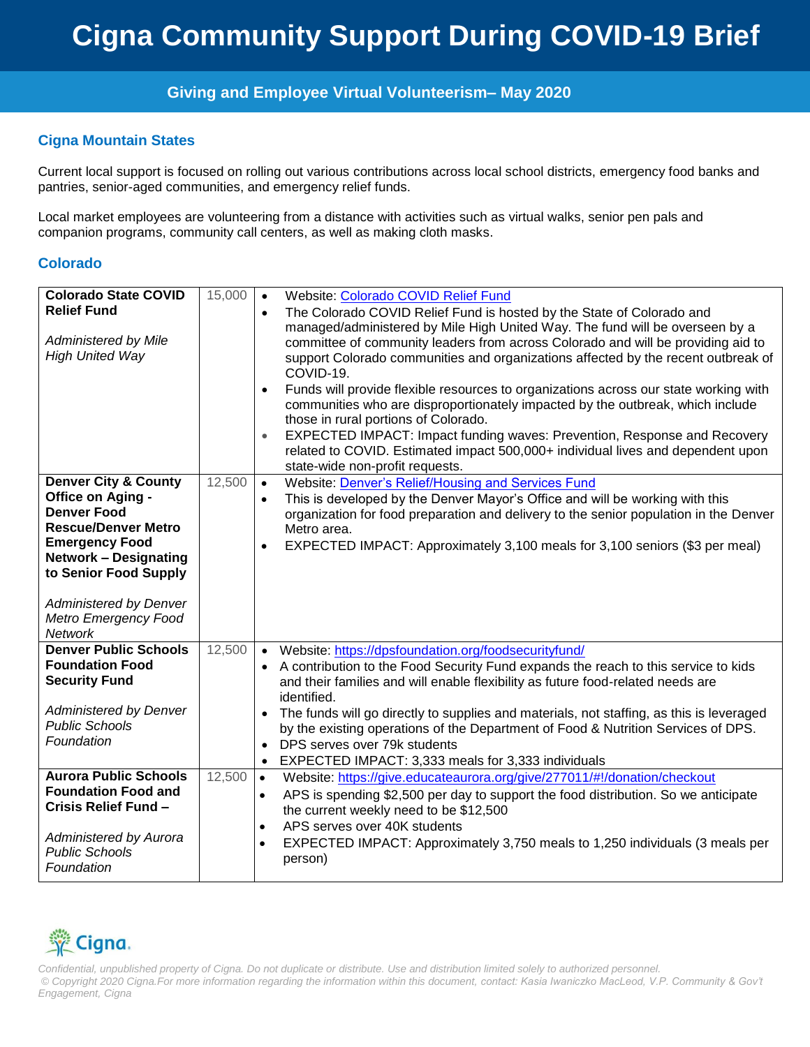# Cigna Community Support During COVID-19 Brief

## Giving and Employee Virtual Volunteerism– May 2020

### Cigna Mountain States

Current local support is focused on rolling out various contributions across local school districts, emergency food banks and pantries, senior-aged communities, and emergency relief funds.

Local market employees are volunteering from a distance with activities such as virtual walks, senior pen pals and companion programs, community call centers, as well as making cloth masks.

### Colorado

| Organization | Amount | Details |
|---|---|---|
| **Colorado State COVID Relief Fund**<br><br>*Administered by Mile High United Way* | 15,000 | • Website: Colorado COVID Relief Fund<br>• The Colorado COVID Relief Fund is hosted by the State of Colorado and managed/administered by Mile High United Way. The fund will be overseen by a committee of community leaders from across Colorado and will be providing aid to support Colorado communities and organizations affected by the recent outbreak of COVID-19.<br>• Funds will provide flexible resources to organizations across our state working with communities who are disproportionately impacted by the outbreak, which include those in rural portions of Colorado.<br>• EXPECTED IMPACT: Impact funding waves: Prevention, Response and Recovery related to COVID. Estimated impact 500,000+ individual lives and dependent upon state-wide non-profit requests. |
| **Denver City & County Office on Aging - Denver Food Rescue/Denver Metro Emergency Food Network – Designating to Senior Food Supply**<br><br>*Administered by Denver Metro Emergency Food Network* | 12,500 | • Website: Denver's Relief/Housing and Services Fund<br>• This is developed by the Denver Mayor's Office and will be working with this organization for food preparation and delivery to the senior population in the Denver Metro area.<br>• EXPECTED IMPACT: Approximately 3,100 meals for 3,100 seniors ($3 per meal) |
| **Denver Public Schools Foundation Food Security Fund**<br><br>*Administered by Denver Public Schools Foundation* | 12,500 | • Website: https://dpsfoundation.org/foodsecurityfund/<br>• A contribution to the Food Security Fund expands the reach to this service to kids and their families and will enable flexibility as future food-related needs are identified.<br>• The funds will go directly to supplies and materials, not staffing, as this is leveraged by the existing operations of the Department of Food & Nutrition Services of DPS.<br>• DPS serves over 79k students<br>• EXPECTED IMPACT: 3,333 meals for 3,333 individuals |
| **Aurora Public Schools Foundation Food and Crisis Relief Fund –**<br><br>*Administered by Aurora Public Schools Foundation* | 12,500 | • Website: https://give.educateaurora.org/give/277011/#!/donation/checkout<br>• APS is spending $2,500 per day to support the food distribution. So we anticipate the current weekly need to be $12,500<br>• APS serves over 40K students<br>• EXPECTED IMPACT: Approximately 3,750 meals to 1,250 individuals (3 meals per person) |

*Confidential, unpublished property of Cigna. Do not duplicate or distribute. Use and distribution limited solely to authorized personnel.*
*© Copyright 2020 Cigna.For more information regarding the information within this document, contact: Kasia Iwaniczko MacLeod, V.P. Community & Gov't Engagement, Cigna*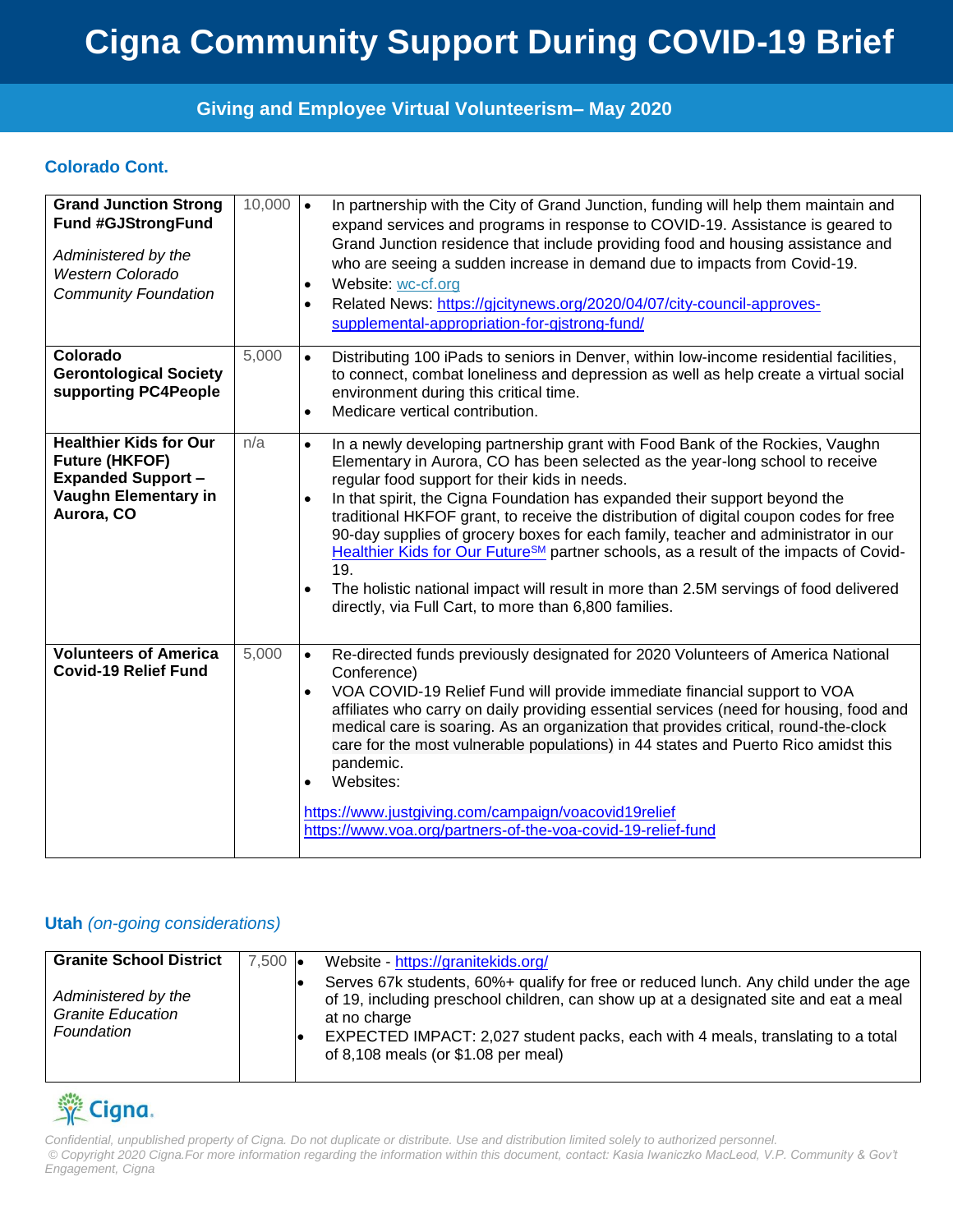# Cigna Community Support During COVID-19 Brief

## Giving and Employee Virtual Volunteerism– May 2020

### Colorado Cont.

| | | |
|---|---|---|
| **Grand Junction Strong Fund #GJStrongFund**<br><br>*Administered by the Western Colorado Community Foundation* | 10,000 | • In partnership with the City of Grand Junction, funding will help them maintain and expand services and programs in response to COVID-19. Assistance is geared to Grand Junction residence that include providing food and housing assistance and who are seeing a sudden increase in demand due to impacts from Covid-19.<br>• Website: wc-cf.org<br>• Related News: https://gjcitynews.org/2020/04/07/city-council-approves-supplemental-appropriation-for-gjstrong-fund/ |
| **Colorado Gerontological Society supporting PC4People** | 5,000 | • Distributing 100 iPads to seniors in Denver, within low-income residential facilities, to connect, combat loneliness and depression as well as help create a virtual social environment during this critical time.<br>• Medicare vertical contribution. |
| **Healthier Kids for Our Future (HKFOF) Expanded Support – Vaughn Elementary in Aurora, CO** | n/a | • In a newly developing partnership grant with Food Bank of the Rockies, Vaughn Elementary in Aurora, CO has been selected as the year-long school to receive regular food support for their kids in needs.<br>• In that spirit, the Cigna Foundation has expanded their support beyond the traditional HKFOF grant, to receive the distribution of digital coupon codes for free 90-day supplies of grocery boxes for each family, teacher and administrator in our Healthier Kids for Our Future[SM] partner schools, as a result of the impacts of Covid-19.<br>• The holistic national impact will result in more than 2.5M servings of food delivered directly, via Full Cart, to more than 6,800 families. |
| **Volunteers of America Covid-19 Relief Fund** | 5,000 | • Re-directed funds previously designated for 2020 Volunteers of America National Conference)<br>• VOA COVID-19 Relief Fund will provide immediate financial support to VOA affiliates who carry on daily providing essential services (need for housing, food and medical care is soaring. As an organization that provides critical, round-the-clock care for the most vulnerable populations) in 44 states and Puerto Rico amidst this pandemic.<br>• Websites:<br><br>https://www.justgiving.com/campaign/voacovid19relief<br>https://www.voa.org/partners-of-the-voa-covid-19-relief-fund |

### Utah *(on-going considerations)*

| | | |
|---|---|---|
| **Granite School District**<br><br>*Administered by the Granite Education Foundation* | 7,500 | • Website - https://granitekids.org/<br>• Serves 67k students, 60%+ qualify for free or reduced lunch. Any child under the age of 19, including preschool children, can show up at a designated site and eat a meal at no charge<br>• EXPECTED IMPACT: 2,027 student packs, each with 4 meals, translating to a total of 8,108 meals (or $1.08 per meal) |

Cigna.

*Confidential, unpublished property of Cigna. Do not duplicate or distribute. Use and distribution limited solely to authorized personnel.*
*© Copyright 2020 Cigna.For more information regarding the information within this document, contact: Kasia Iwaniczko MacLeod, V.P. Community & Gov't Engagement, Cigna*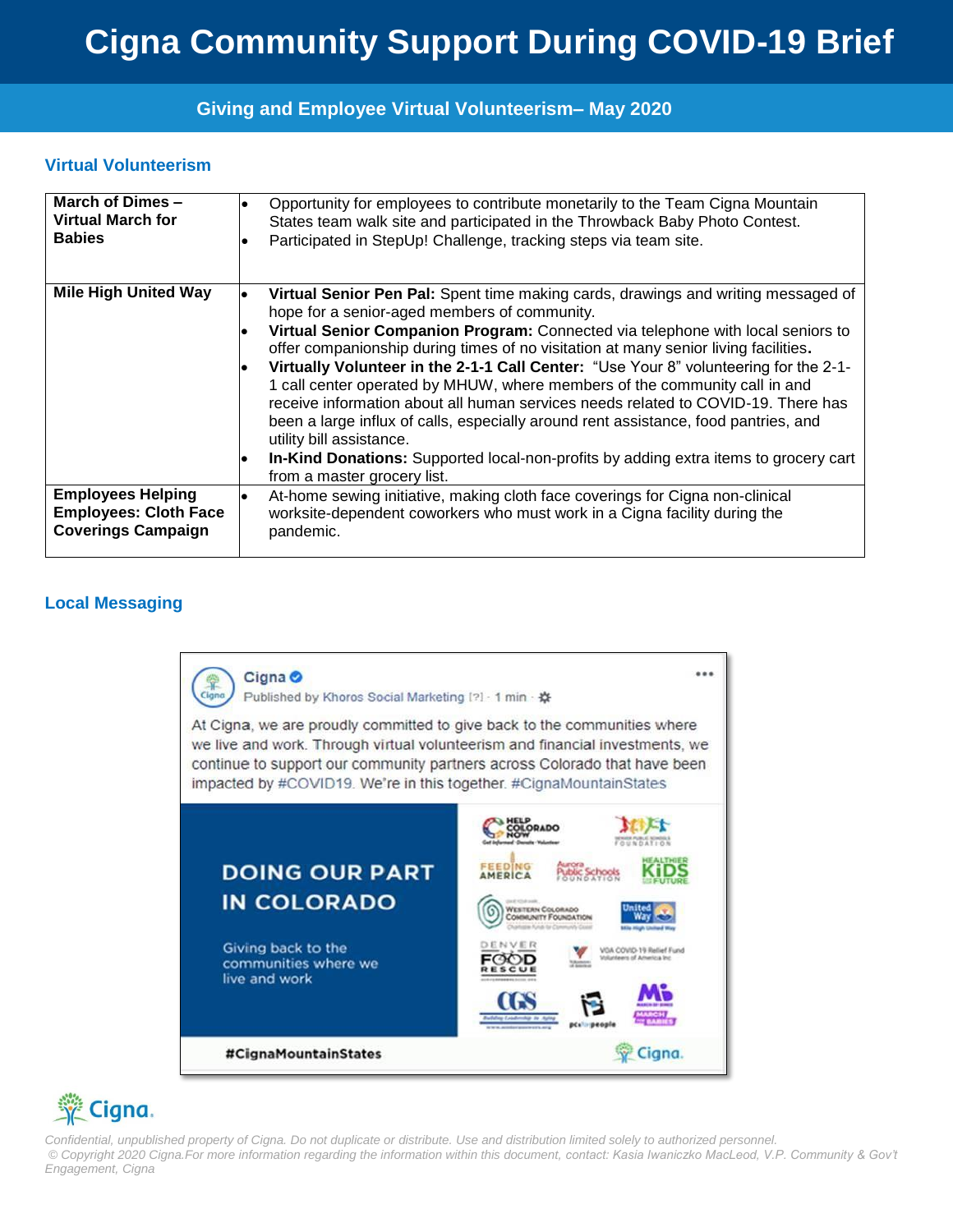# Cigna Community Support During COVID-19 Brief

## Giving and Employee Virtual Volunteerism– May 2020

### Virtual Volunteerism

| | |
|---|---|
| **March of Dimes – Virtual March for Babies** | • Opportunity for employees to contribute monetarily to the Team Cigna Mountain States team walk site and participated in the Throwback Baby Photo Contest.<br>• Participated in StepUp! Challenge, tracking steps via team site. |
| **Mile High United Way** | • **Virtual Senior Pen Pal:** Spent time making cards, drawings and writing messaged of hope for a senior-aged members of community.<br>• **Virtual Senior Companion Program:** Connected via telephone with local seniors to offer companionship during times of no visitation at many senior living facilities**.**<br>• **Virtually Volunteer in the 2-1-1 Call Center:** "Use Your 8" volunteering for the 2-1-1 call center operated by MHUW, where members of the community call in and receive information about all human services needs related to COVID-19. There has been a large influx of calls, especially around rent assistance, food pantries, and utility bill assistance.<br>• **In-Kind Donations:** Supported local-non-profits by adding extra items to grocery cart from a master grocery list. |
| **Employees Helping Employees: Cloth Face Coverings Campaign** | • At-home sewing initiative, making cloth face coverings for Cigna non-clinical worksite-dependent coworkers who must work in a Cigna facility during the pandemic. |

### Local Messaging

Cigna
Published by Khoros Social Marketing [?] · 1 min ·

At Cigna, we are proudly committed to give back to the communities where we live and work. Through virtual volunteerism and financial investments, we continue to support our community partners across Colorado that have been impacted by #COVID19. We're in this together. #CignaMountainStates

DOING OUR PART IN COLORADO

Giving back to the communities where we live and work

#CignaMountainStates

*Confidential, unpublished property of Cigna. Do not duplicate or distribute. Use and distribution limited solely to authorized personnel.*
*© Copyright 2020 Cigna.For more information regarding the information within this document, contact: Kasia Iwaniczko MacLeod, V.P. Community & Gov't Engagement, Cigna*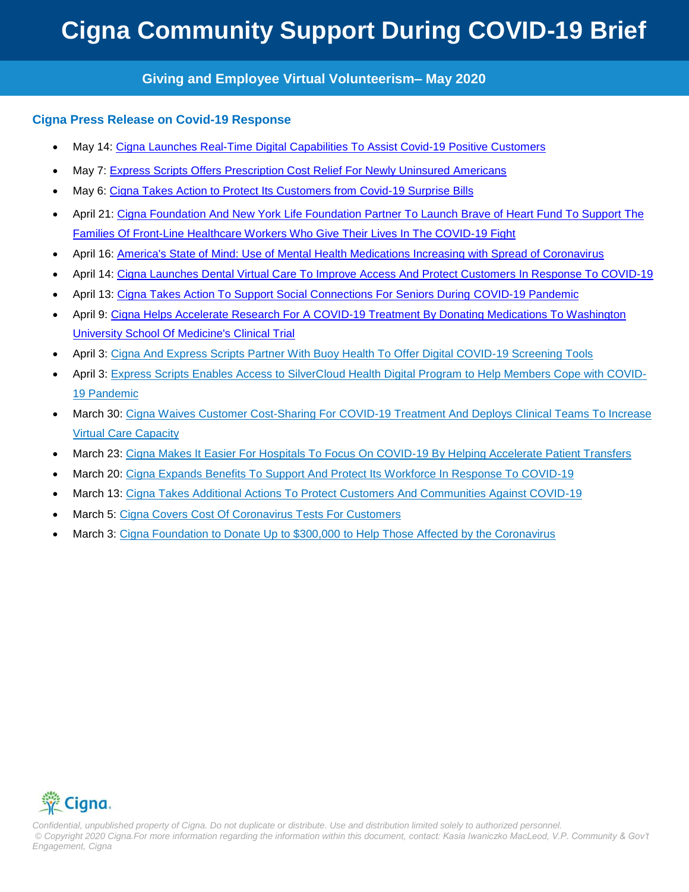# Cigna Community Support During COVID-19 Brief

## Giving and Employee Virtual Volunteerism– May 2020

### Cigna Press Release on Covid-19 Response

- May 14: Cigna Launches Real-Time Digital Capabilities To Assist Covid-19 Positive Customers
- May 7: Express Scripts Offers Prescription Cost Relief For Newly Uninsured Americans
- May 6: Cigna Takes Action to Protect Its Customers from Covid-19 Surprise Bills
- April 21: Cigna Foundation And New York Life Foundation Partner To Launch Brave of Heart Fund To Support The Families Of Front-Line Healthcare Workers Who Give Their Lives In The COVID-19 Fight
- April 16: America's State of Mind: Use of Mental Health Medications Increasing with Spread of Coronavirus
- April 14: Cigna Launches Dental Virtual Care To Improve Access And Protect Customers In Response To COVID-19
- April 13: Cigna Takes Action To Support Social Connections For Seniors During COVID-19 Pandemic
- April 9: Cigna Helps Accelerate Research For A COVID-19 Treatment By Donating Medications To Washington University School Of Medicine's Clinical Trial
- April 3: Cigna And Express Scripts Partner With Buoy Health To Offer Digital COVID-19 Screening Tools
- April 3: Express Scripts Enables Access to SilverCloud Health Digital Program to Help Members Cope with COVID-19 Pandemic
- March 30: Cigna Waives Customer Cost-Sharing For COVID-19 Treatment And Deploys Clinical Teams To Increase Virtual Care Capacity
- March 23: Cigna Makes It Easier For Hospitals To Focus On COVID-19 By Helping Accelerate Patient Transfers
- March 20: Cigna Expands Benefits To Support And Protect Its Workforce In Response To COVID-19
- March 13: Cigna Takes Additional Actions To Protect Customers And Communities Against COVID-19
- March 5: Cigna Covers Cost Of Coronavirus Tests For Customers
- March 3: Cigna Foundation to Donate Up to $300,000 to Help Those Affected by the Coronavirus

*Confidential, unpublished property of Cigna. Do not duplicate or distribute. Use and distribution limited solely to authorized personnel.*
*© Copyright 2020 Cigna.For more information regarding the information within this document, contact: Kasia Iwaniczko MacLeod, V.P. Community & Gov't Engagement, Cigna*